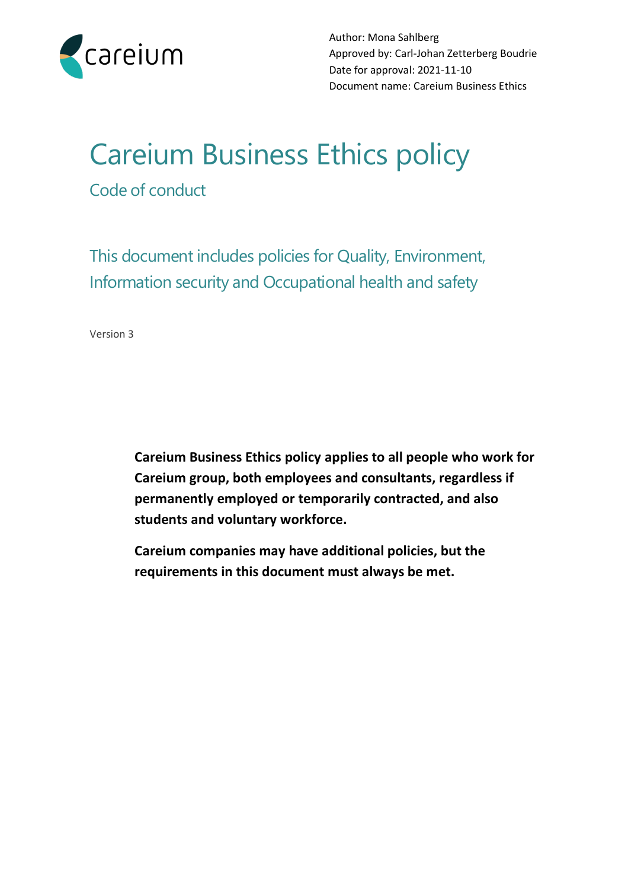Author: Mona Sahlberg
Approved by: Carl-Johan Zetterberg Boudrie
Date for approval: 2021-11-10
Document name: Careium Business Ethics

# Careium Business Ethics policy

## Code of conduct

### This document includes policies for Quality, Environment, Information security and Occupational health and safety

Version 3

**Careium Business Ethics policy applies to all people who work for Careium group, both employees and consultants, regardless if permanently employed or temporarily contracted, and also students and voluntary workforce.**

**Careium companies may have additional policies, but the requirements in this document must always be met.**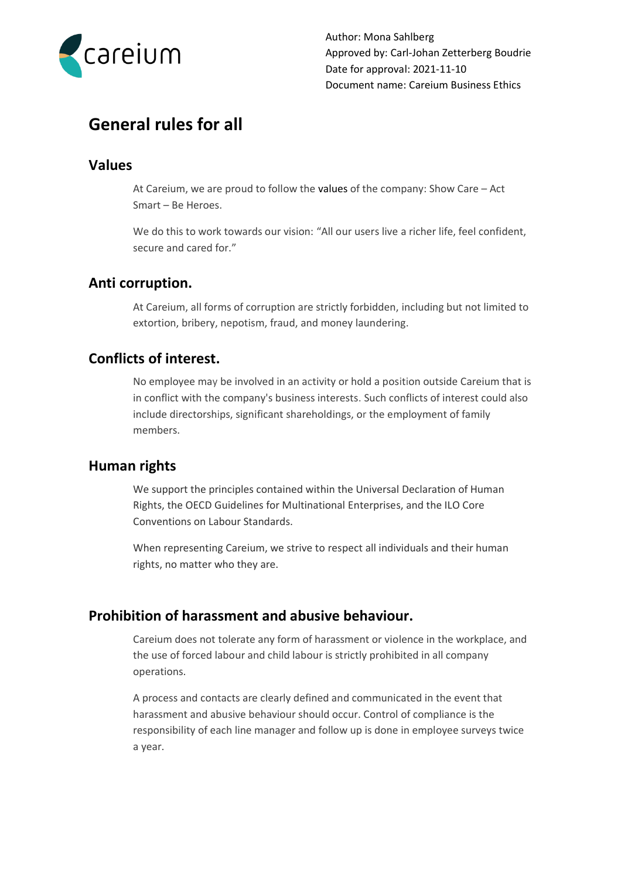Author: Mona Sahlberg
Approved by: Carl-Johan Zetterberg Boudrie
Date for approval: 2021-11-10
Document name: Careium Business Ethics

# General rules for all

## Values

At Careium, we are proud to follow the values of the company: Show Care – Act Smart – Be Heroes.

We do this to work towards our vision: "All our users live a richer life, feel confident, secure and cared for."

## Anti corruption.

At Careium, all forms of corruption are strictly forbidden, including but not limited to extortion, bribery, nepotism, fraud, and money laundering.

## Conflicts of interest.

No employee may be involved in an activity or hold a position outside Careium that is in conflict with the company's business interests. Such conflicts of interest could also include directorships, significant shareholdings, or the employment of family members.

## Human rights

We support the principles contained within the Universal Declaration of Human Rights, the OECD Guidelines for Multinational Enterprises, and the ILO Core Conventions on Labour Standards.

When representing Careium, we strive to respect all individuals and their human rights, no matter who they are.

## Prohibition of harassment and abusive behaviour.

Careium does not tolerate any form of harassment or violence in the workplace, and the use of forced labour and child labour is strictly prohibited in all company operations.

A process and contacts are clearly defined and communicated in the event that harassment and abusive behaviour should occur. Control of compliance is the responsibility of each line manager and follow up is done in employee surveys twice a year.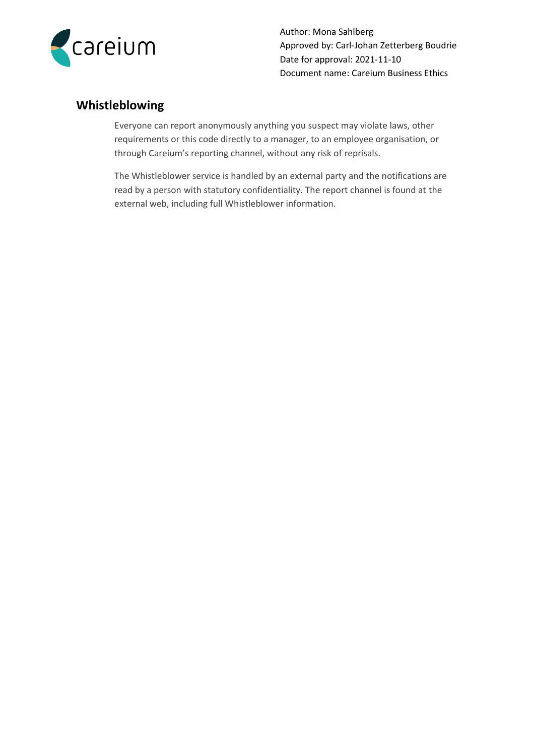## Whistleblowing

Everyone can report anonymously anything you suspect may violate laws, other requirements or this code directly to a manager, to an employee organisation, or through Careium's reporting channel, without any risk of reprisals.

The Whistleblower service is handled by an external party and the notifications are read by a person with statutory confidentiality. The report channel is found at the external web, including full Whistleblower information.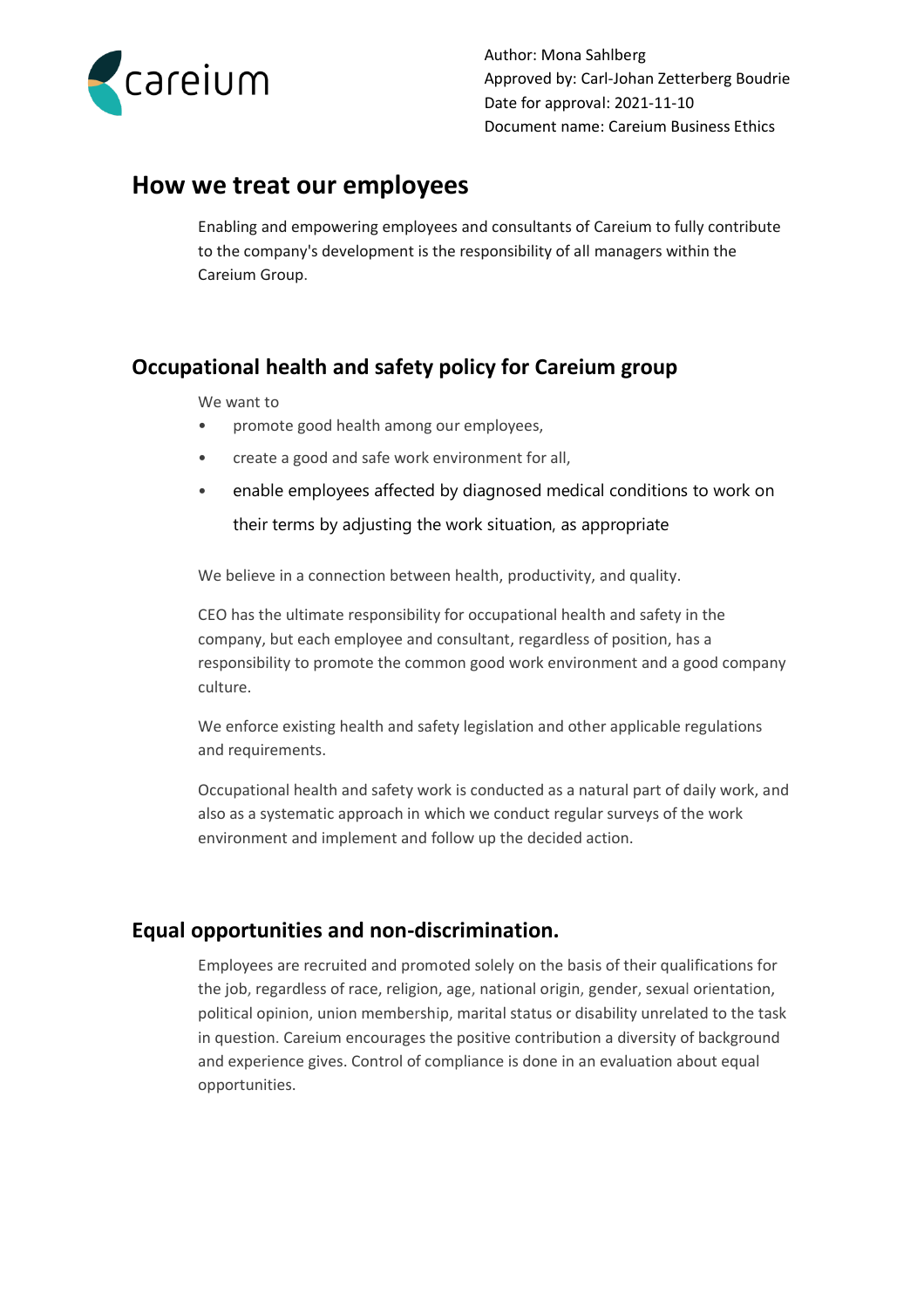# How we treat our employees

Enabling and empowering employees and consultants of Careium to fully contribute to the company's development is the responsibility of all managers within the Careium Group.

## Occupational health and safety policy for Careium group

We want to

- promote good health among our employees,
- create a good and safe work environment for all,
- enable employees affected by diagnosed medical conditions to work on their terms by adjusting the work situation, as appropriate

We believe in a connection between health, productivity, and quality.

CEO has the ultimate responsibility for occupational health and safety in the company, but each employee and consultant, regardless of position, has a responsibility to promote the common good work environment and a good company culture.

We enforce existing health and safety legislation and other applicable regulations and requirements.

Occupational health and safety work is conducted as a natural part of daily work, and also as a systematic approach in which we conduct regular surveys of the work environment and implement and follow up the decided action.

## Equal opportunities and non-discrimination.

Employees are recruited and promoted solely on the basis of their qualifications for the job, regardless of race, religion, age, national origin, gender, sexual orientation, political opinion, union membership, marital status or disability unrelated to the task in question. Careium encourages the positive contribution a diversity of background and experience gives. Control of compliance is done in an evaluation about equal opportunities.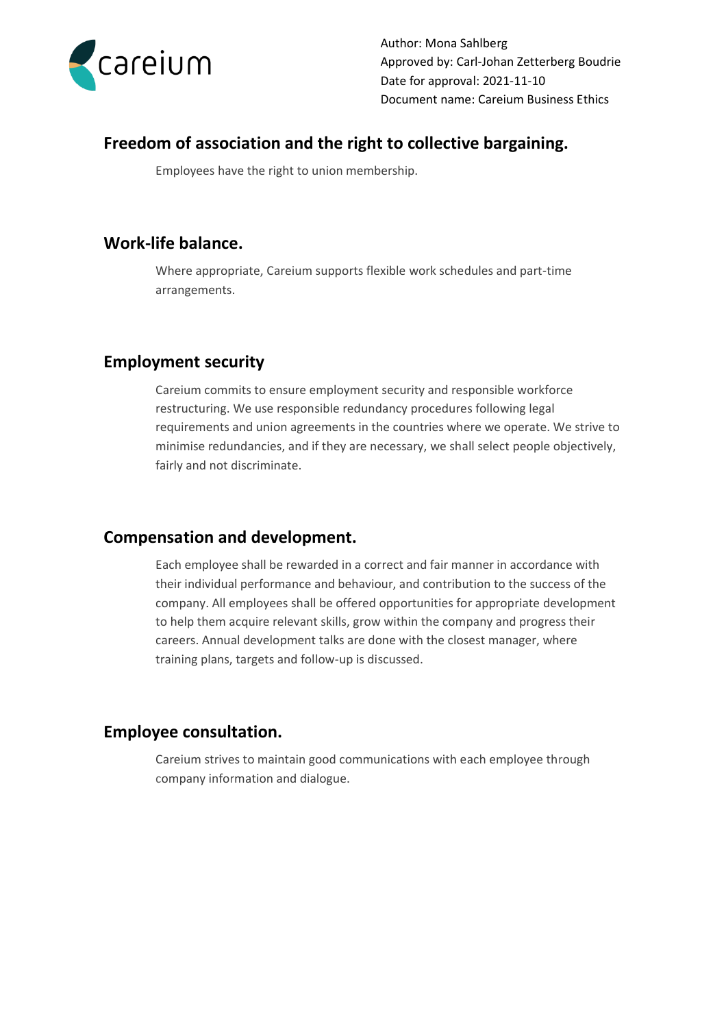## Freedom of association and the right to collective bargaining.

Employees have the right to union membership.

## Work-life balance.

Where appropriate, Careium supports flexible work schedules and part-time arrangements.

## Employment security

Careium commits to ensure employment security and responsible workforce restructuring. We use responsible redundancy procedures following legal requirements and union agreements in the countries where we operate. We strive to minimise redundancies, and if they are necessary, we shall select people objectively, fairly and not discriminate.

## Compensation and development.

Each employee shall be rewarded in a correct and fair manner in accordance with their individual performance and behaviour, and contribution to the success of the company. All employees shall be offered opportunities for appropriate development to help them acquire relevant skills, grow within the company and progress their careers. Annual development talks are done with the closest manager, where training plans, targets and follow-up is discussed.

## Employee consultation.

Careium strives to maintain good communications with each employee through company information and dialogue.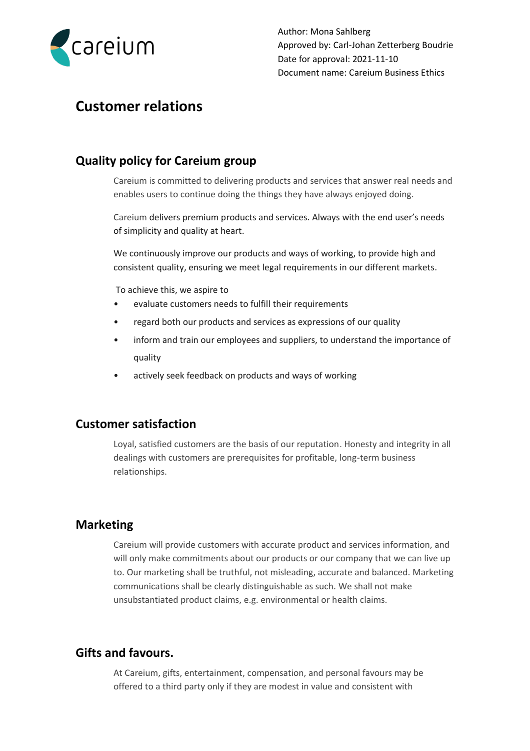# Customer relations

## Quality policy for Careium group

Careium is committed to delivering products and services that answer real needs and enables users to continue doing the things they have always enjoyed doing.

Careium delivers premium products and services. Always with the end user's needs of simplicity and quality at heart.

We continuously improve our products and ways of working, to provide high and consistent quality, ensuring we meet legal requirements in our different markets.

To achieve this, we aspire to

- evaluate customers needs to fulfill their requirements
- regard both our products and services as expressions of our quality
- inform and train our employees and suppliers, to understand the importance of quality
- actively seek feedback on products and ways of working

## Customer satisfaction

Loyal, satisfied customers are the basis of our reputation. Honesty and integrity in all dealings with customers are prerequisites for profitable, long-term business relationships.

## Marketing

Careium will provide customers with accurate product and services information, and will only make commitments about our products or our company that we can live up to. Our marketing shall be truthful, not misleading, accurate and balanced. Marketing communications shall be clearly distinguishable as such. We shall not make unsubstantiated product claims, e.g. environmental or health claims.

## Gifts and favours.

At Careium, gifts, entertainment, compensation, and personal favours may be offered to a third party only if they are modest in value and consistent with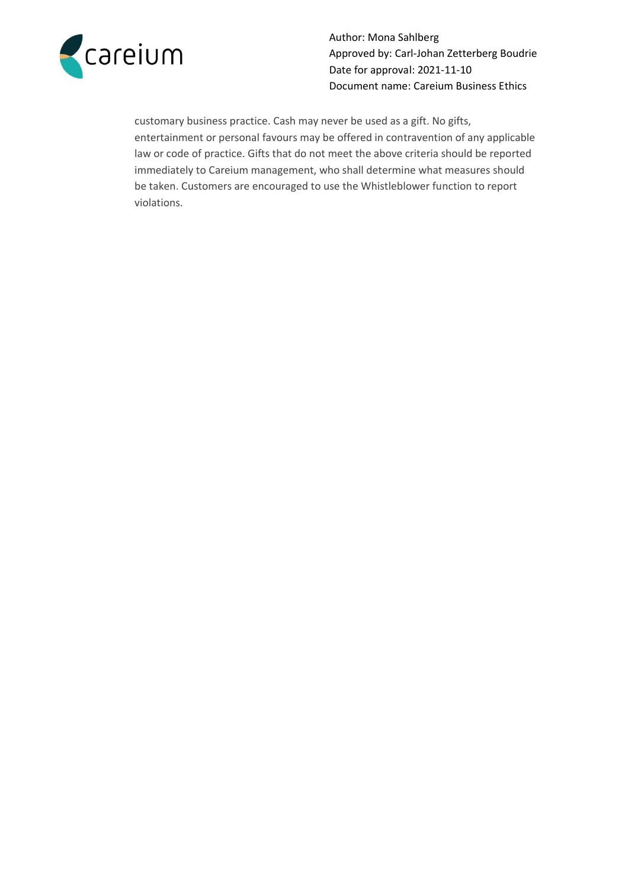customary business practice. Cash may never be used as a gift. No gifts, entertainment or personal favours may be offered in contravention of any applicable law or code of practice. Gifts that do not meet the above criteria should be reported immediately to Careium management, who shall determine what measures should be taken. Customers are encouraged to use the Whistleblower function to report violations.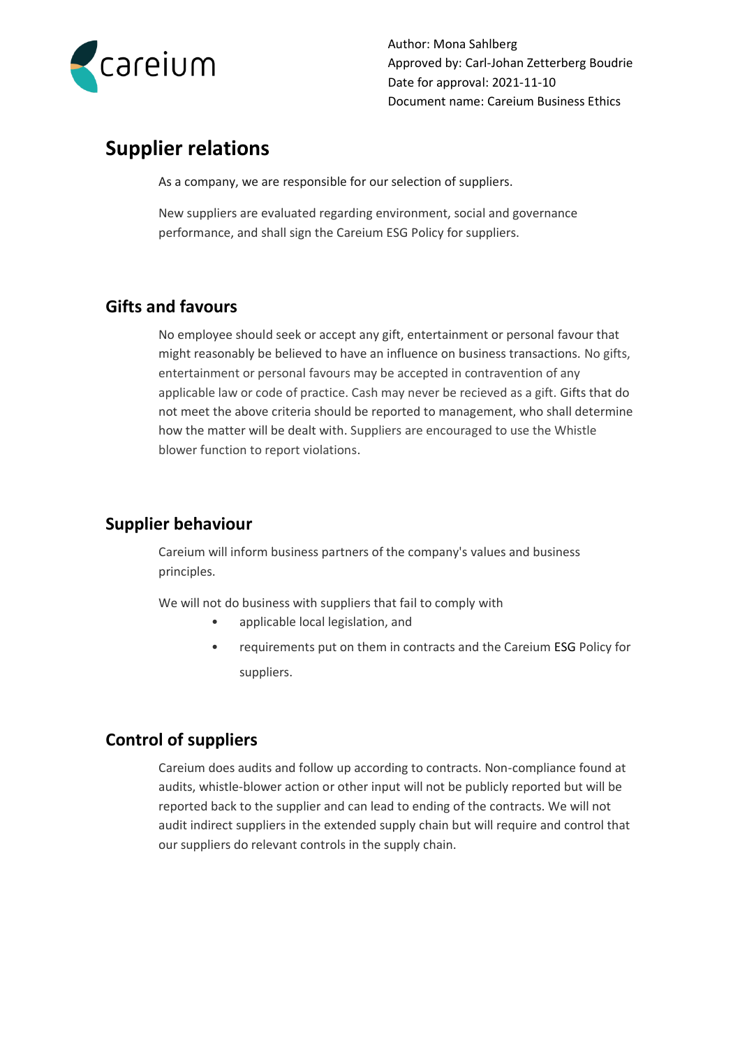## Supplier relations

As a company, we are responsible for our selection of suppliers.

New suppliers are evaluated regarding environment, social and governance performance, and shall sign the Careium ESG Policy for suppliers.

## Gifts and favours

No employee should seek or accept any gift, entertainment or personal favour that might reasonably be believed to have an influence on business transactions. No gifts, entertainment or personal favours may be accepted in contravention of any applicable law or code of practice. Cash may never be recieved as a gift. Gifts that do not meet the above criteria should be reported to management, who shall determine how the matter will be dealt with. Suppliers are encouraged to use the Whistle blower function to report violations.

## Supplier behaviour

Careium will inform business partners of the company's values and business principles.

We will not do business with suppliers that fail to comply with

- applicable local legislation, and
- requirements put on them in contracts and the Careium ESG Policy for suppliers.

## Control of suppliers

Careium does audits and follow up according to contracts. Non-compliance found at audits, whistle-blower action or other input will not be publicly reported but will be reported back to the supplier and can lead to ending of the contracts. We will not audit indirect suppliers in the extended supply chain but will require and control that our suppliers do relevant controls in the supply chain.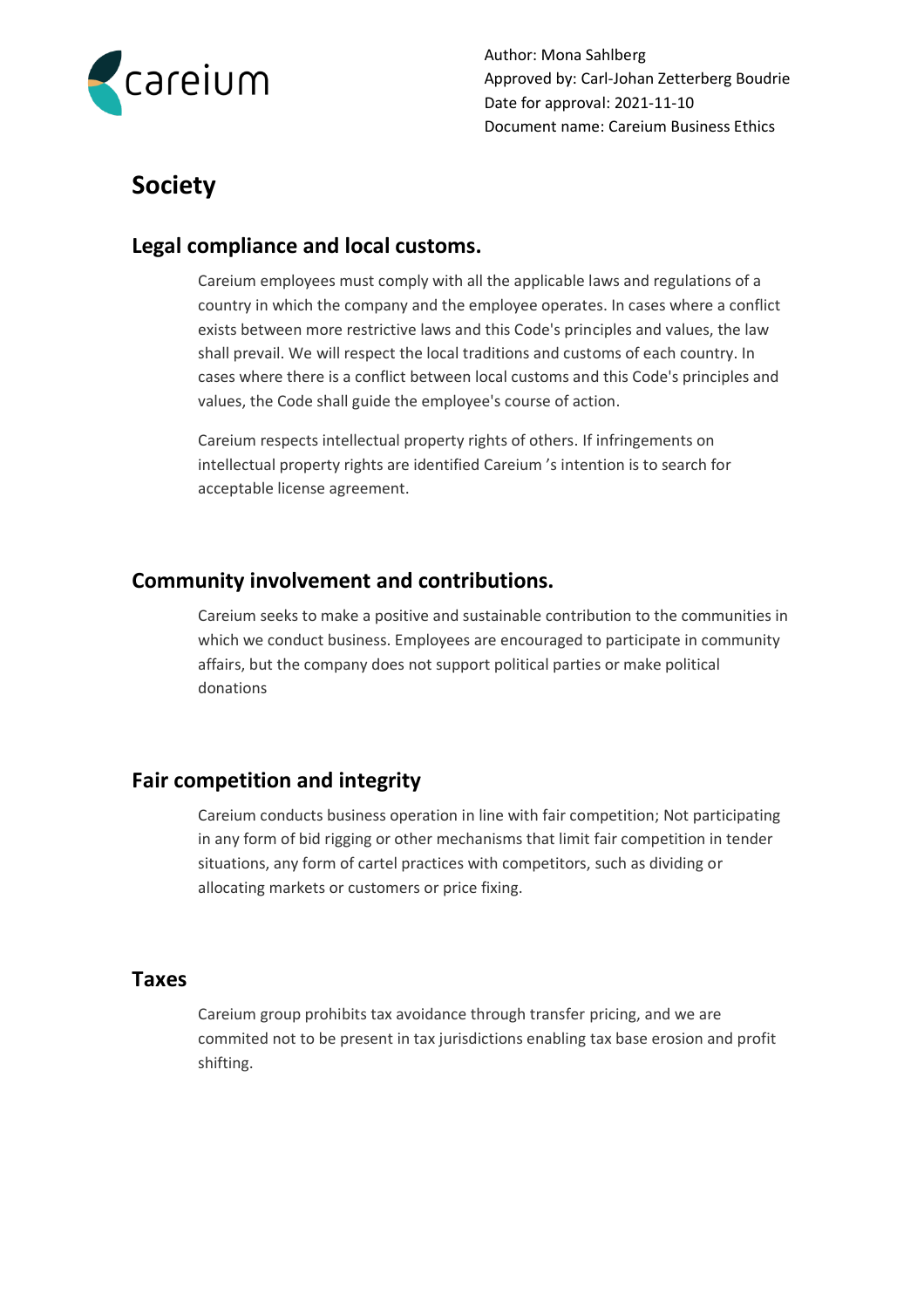# Society

## Legal compliance and local customs.

Careium employees must comply with all the applicable laws and regulations of a country in which the company and the employee operates. In cases where a conflict exists between more restrictive laws and this Code's principles and values, the law shall prevail. We will respect the local traditions and customs of each country. In cases where there is a conflict between local customs and this Code's principles and values, the Code shall guide the employee's course of action.

Careium respects intellectual property rights of others. If infringements on intellectual property rights are identified Careium 's intention is to search for acceptable license agreement.

## Community involvement and contributions.

Careium seeks to make a positive and sustainable contribution to the communities in which we conduct business. Employees are encouraged to participate in community affairs, but the company does not support political parties or make political donations

## Fair competition and integrity

Careium conducts business operation in line with fair competition; Not participating in any form of bid rigging or other mechanisms that limit fair competition in tender situations, any form of cartel practices with competitors, such as dividing or allocating markets or customers or price fixing.

## Taxes

Careium group prohibits tax avoidance through transfer pricing, and we are commited not to be present in tax jurisdictions enabling tax base erosion and profit shifting.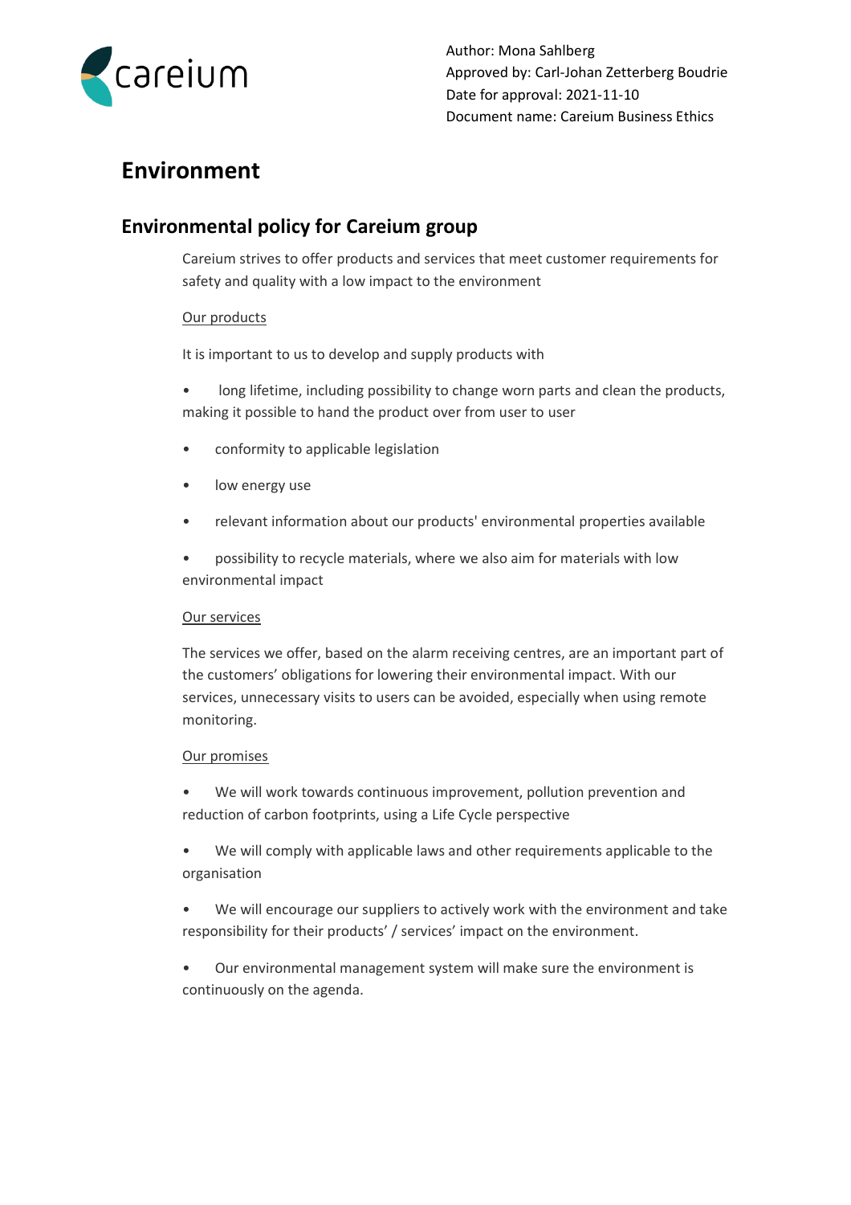# Environment

## Environmental policy for Careium group

Careium strives to offer products and services that meet customer requirements for safety and quality with a low impact to the environment

Our products

It is important to us to develop and supply products with

- long lifetime, including possibility to change worn parts and clean the products, making it possible to hand the product over from user to user
- conformity to applicable legislation
- low energy use
- relevant information about our products' environmental properties available
- possibility to recycle materials, where we also aim for materials with low environmental impact

Our services

The services we offer, based on the alarm receiving centres, are an important part of the customers' obligations for lowering their environmental impact. With our services, unnecessary visits to users can be avoided, especially when using remote monitoring.

Our promises

- We will work towards continuous improvement, pollution prevention and reduction of carbon footprints, using a Life Cycle perspective
- We will comply with applicable laws and other requirements applicable to the organisation
- We will encourage our suppliers to actively work with the environment and take responsibility for their products' / services' impact on the environment.
- Our environmental management system will make sure the environment is continuously on the agenda.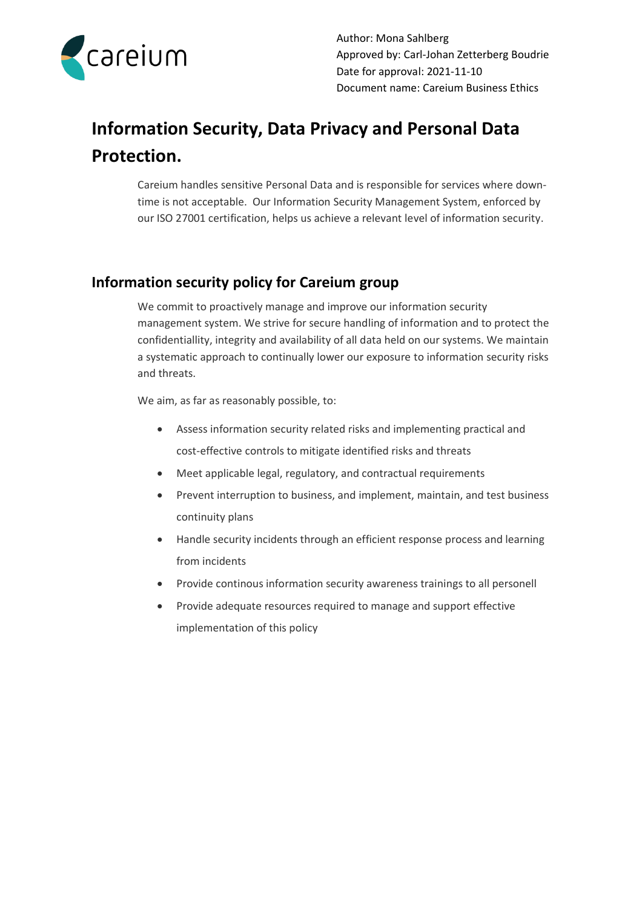# Information Security, Data Privacy and Personal Data Protection.

Careium handles sensitive Personal Data and is responsible for services where down-time is not acceptable. Our Information Security Management System, enforced by our ISO 27001 certification, helps us achieve a relevant level of information security.

## Information security policy for Careium group

We commit to proactively manage and improve our information security management system. We strive for secure handling of information and to protect the confidentiallity, integrity and availability of all data held on our systems. We maintain a systematic approach to continually lower our exposure to information security risks and threats.

We aim, as far as reasonably possible, to:

- Assess information security related risks and implementing practical and cost-effective controls to mitigate identified risks and threats
- Meet applicable legal, regulatory, and contractual requirements
- Prevent interruption to business, and implement, maintain, and test business continuity plans
- Handle security incidents through an efficient response process and learning from incidents
- Provide continous information security awareness trainings to all personell
- Provide adequate resources required to manage and support effective implementation of this policy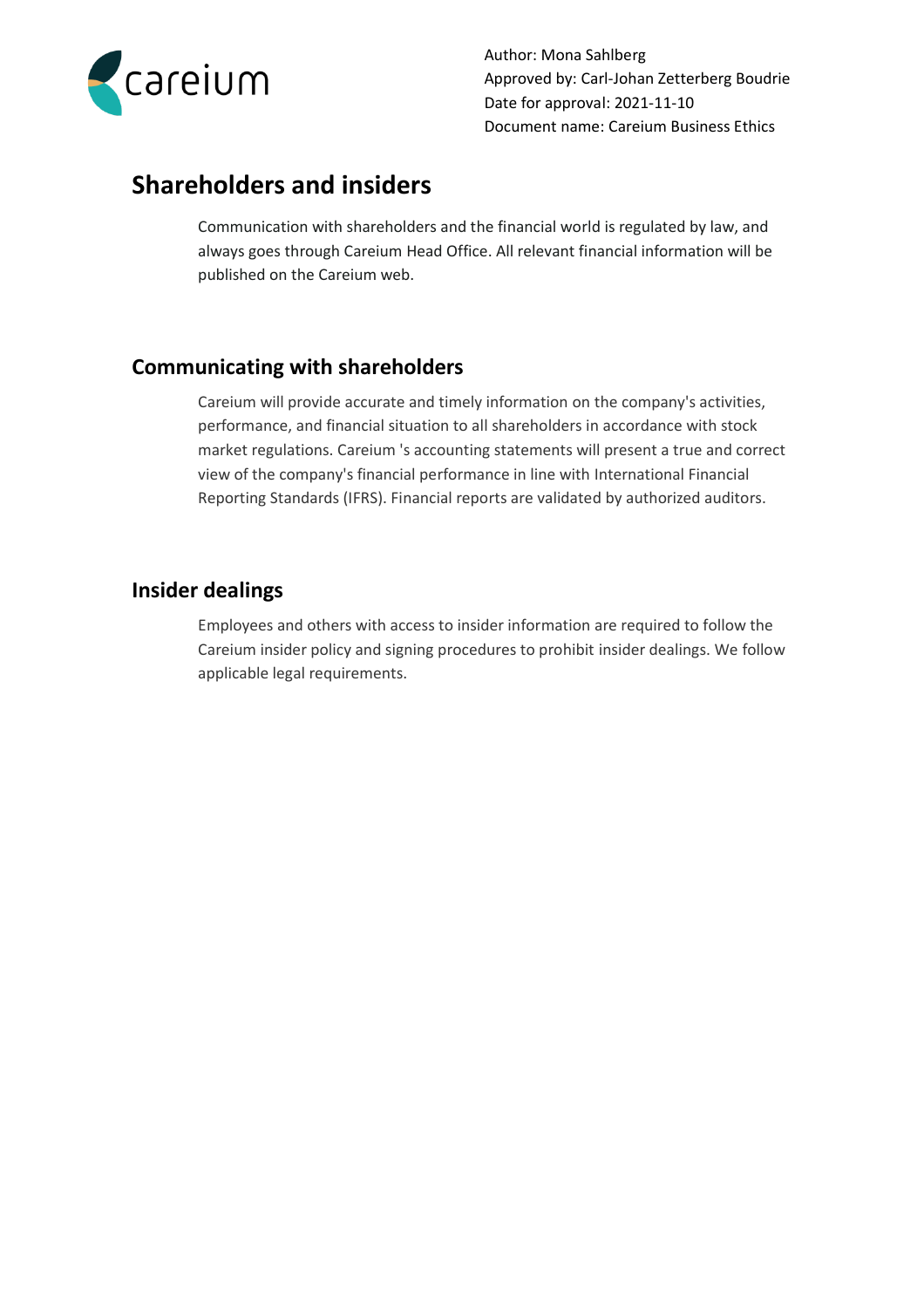## Shareholders and insiders

Communication with shareholders and the financial world is regulated by law, and always goes through Careium Head Office. All relevant financial information will be published on the Careium web.

### Communicating with shareholders

Careium will provide accurate and timely information on the company's activities, performance, and financial situation to all shareholders in accordance with stock market regulations. Careium 's accounting statements will present a true and correct view of the company's financial performance in line with International Financial Reporting Standards (IFRS). Financial reports are validated by authorized auditors.

### Insider dealings

Employees and others with access to insider information are required to follow the Careium insider policy and signing procedures to prohibit insider dealings. We follow applicable legal requirements.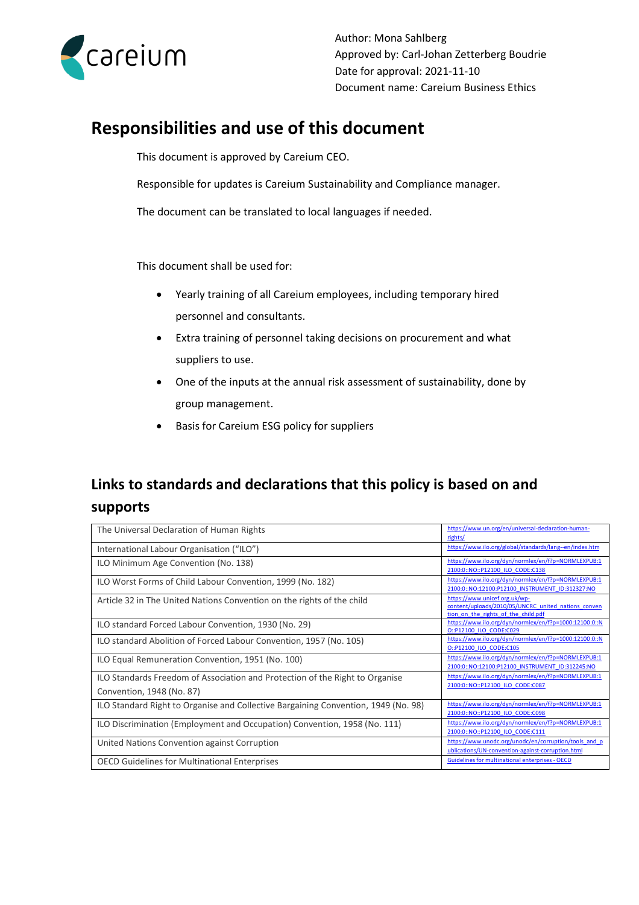Author: Mona Sahlberg
Approved by: Carl-Johan Zetterberg Boudrie
Date for approval: 2021-11-10
Document name: Careium Business Ethics

## Responsibilities and use of this document

This document is approved by Careium CEO.

Responsible for updates is Careium Sustainability and Compliance manager.

The document can be translated to local languages if needed.

This document shall be used for:

- Yearly training of all Careium employees, including temporary hired personnel and consultants.
- Extra training of personnel taking decisions on procurement and what suppliers to use.
- One of the inputs at the annual risk assessment of sustainability, done by group management.
- Basis for Careium ESG policy for suppliers

## Links to standards and declarations that this policy is based on and supports

| | |
|---|---|
| The Universal Declaration of Human Rights | https://www.un.org/en/universal-declaration-human-rights/ |
| International Labour Organisation ("ILO") | https://www.ilo.org/global/standards/lang--en/index.htm |
| ILO Minimum Age Convention (No. 138) | https://www.ilo.org/dyn/normlex/en/f?p=NORMLEXPUB:12100:0::NO::P12100_ILO_CODE:C138 |
| ILO Worst Forms of Child Labour Convention, 1999 (No. 182) | https://www.ilo.org/dyn/normlex/en/f?p=NORMLEXPUB:12100:0::NO:12100:P12100_INSTRUMENT_ID:312327:NO |
| Article 32 in The United Nations Convention on the rights of the child | https://www.unicef.org.uk/wp-content/uploads/2010/05/UNCRC_united_nations_convention_on_the_rights_of_the_child.pdf |
| ILO standard Forced Labour Convention, 1930 (No. 29) | https://www.ilo.org/dyn/normlex/en/f?p=1000:12100:0::NO::P12100_ILO_CODE:C029 |
| ILO standard Abolition of Forced Labour Convention, 1957 (No. 105) | https://www.ilo.org/dyn/normlex/en/f?p=1000:12100:0::NO::P12100_ILO_CODE:C105 |
| ILO Equal Remuneration Convention, 1951 (No. 100) | https://www.ilo.org/dyn/normlex/en/f?p=NORMLEXPUB:12100:0::NO:12100:P12100_INSTRUMENT_ID:312245:NO |
| ILO Standards Freedom of Association and Protection of the Right to Organise Convention, 1948 (No. 87) | https://www.ilo.org/dyn/normlex/en/f?p=NORMLEXPUB:12100:0::NO::P12100_ILO_CODE:C087 |
| ILO Standard Right to Organise and Collective Bargaining Convention, 1949 (No. 98) | https://www.ilo.org/dyn/normlex/en/f?p=NORMLEXPUB:12100:0::NO::P12100_ILO_CODE:C098 |
| ILO Discrimination (Employment and Occupation) Convention, 1958 (No. 111) | https://www.ilo.org/dyn/normlex/en/f?p=NORMLEXPUB:12100:0::NO::P12100_ILO_CODE:C111 |
| United Nations Convention against Corruption | https://www.unodc.org/unodc/en/corruption/tools_and_publications/UN-convention-against-corruption.html |
| OECD Guidelines for Multinational Enterprises | Guidelines for multinational enterprises - OECD |